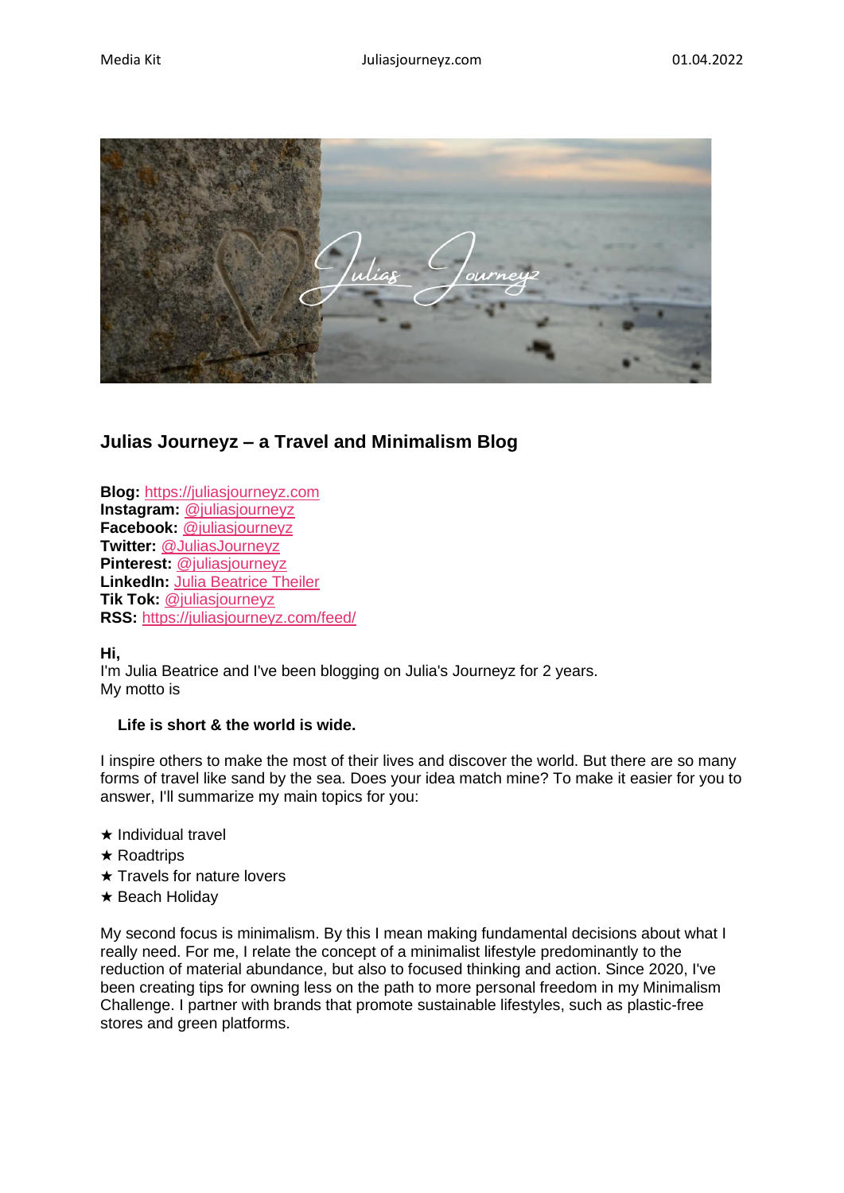## Julias Journeyz – a Travel and Minimalism Blog

**Blog:** https://juliasjourneyz.com
**Instagram:** @juliasjourneyz
**Facebook:** @juliasjourneyz
**Twitter:** @JuliasJourneyz
**Pinterest:** @juliasjourneyz
**LinkedIn:** Julia Beatrice Theiler
**Tik Tok:** @juliasjourneyz
**RSS:** https://juliasjourneyz.com/feed/

**Hi,**
I'm Julia Beatrice and I've been blogging on Julia's Journeyz for 2 years.
My motto is

**Life is short & the world is wide.**

I inspire others to make the most of their lives and discover the world. But there are so many forms of travel like sand by the sea. Does your idea match mine? To make it easier for you to answer, I'll summarize my main topics for you:

★ Individual travel
★ Roadtrips
★ Travels for nature lovers
★ Beach Holiday

My second focus is minimalism. By this I mean making fundamental decisions about what I really need. For me, I relate the concept of a minimalist lifestyle predominantly to the reduction of material abundance, but also to focused thinking and action. Since 2020, I've been creating tips for owning less on the path to more personal freedom in my Minimalism Challenge. I partner with brands that promote sustainable lifestyles, such as plastic-free stores and green platforms.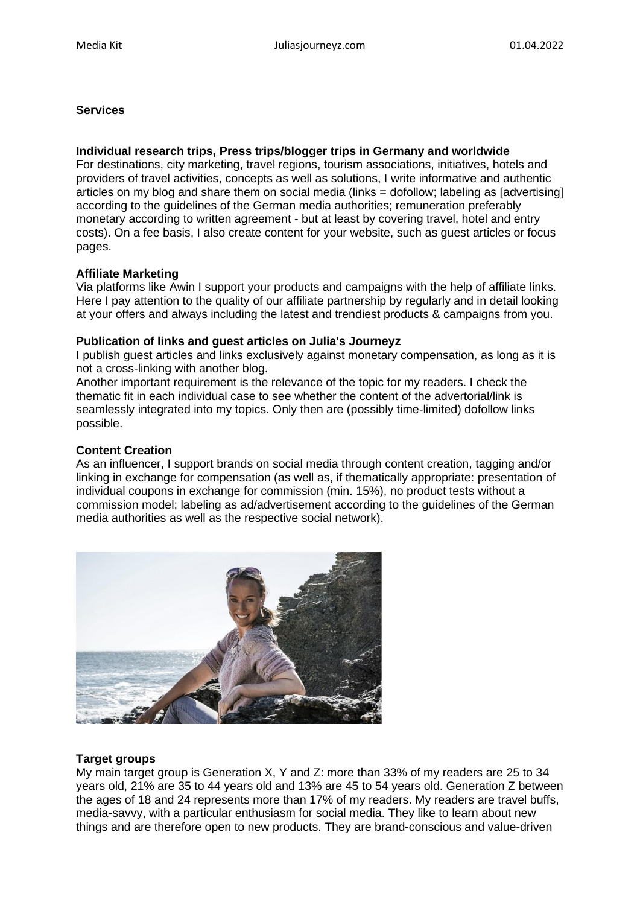**Services**

**Individual research trips, Press trips/blogger trips in Germany and worldwide**

For destinations, city marketing, travel regions, tourism associations, initiatives, hotels and providers of travel activities, concepts as well as solutions, I write informative and authentic articles on my blog and share them on social media (links = dofollow; labeling as [advertising] according to the guidelines of the German media authorities; remuneration preferably monetary according to written agreement - but at least by covering travel, hotel and entry costs). On a fee basis, I also create content for your website, such as guest articles or focus pages.

**Affiliate Marketing**

Via platforms like Awin I support your products and campaigns with the help of affiliate links. Here I pay attention to the quality of our affiliate partnership by regularly and in detail looking at your offers and always including the latest and trendiest products & campaigns from you.

**Publication of links and guest articles on Julia's Journeyz**

I publish guest articles and links exclusively against monetary compensation, as long as it is not a cross-linking with another blog.

Another important requirement is the relevance of the topic for my readers. I check the thematic fit in each individual case to see whether the content of the advertorial/link is seamlessly integrated into my topics. Only then are (possibly time-limited) dofollow links possible.

**Content Creation**

As an influencer, I support brands on social media through content creation, tagging and/or linking in exchange for compensation (as well as, if thematically appropriate: presentation of individual coupons in exchange for commission (min. 15%), no product tests without a commission model; labeling as ad/advertisement according to the guidelines of the German media authorities as well as the respective social network).

**Target groups**

My main target group is Generation X, Y and Z: more than 33% of my readers are 25 to 34 years old, 21% are 35 to 44 years old and 13% are 45 to 54 years old. Generation Z between the ages of 18 and 24 represents more than 17% of my readers. My readers are travel buffs, media-savvy, with a particular enthusiasm for social media. They like to learn about new things and are therefore open to new products. They are brand-conscious and value-driven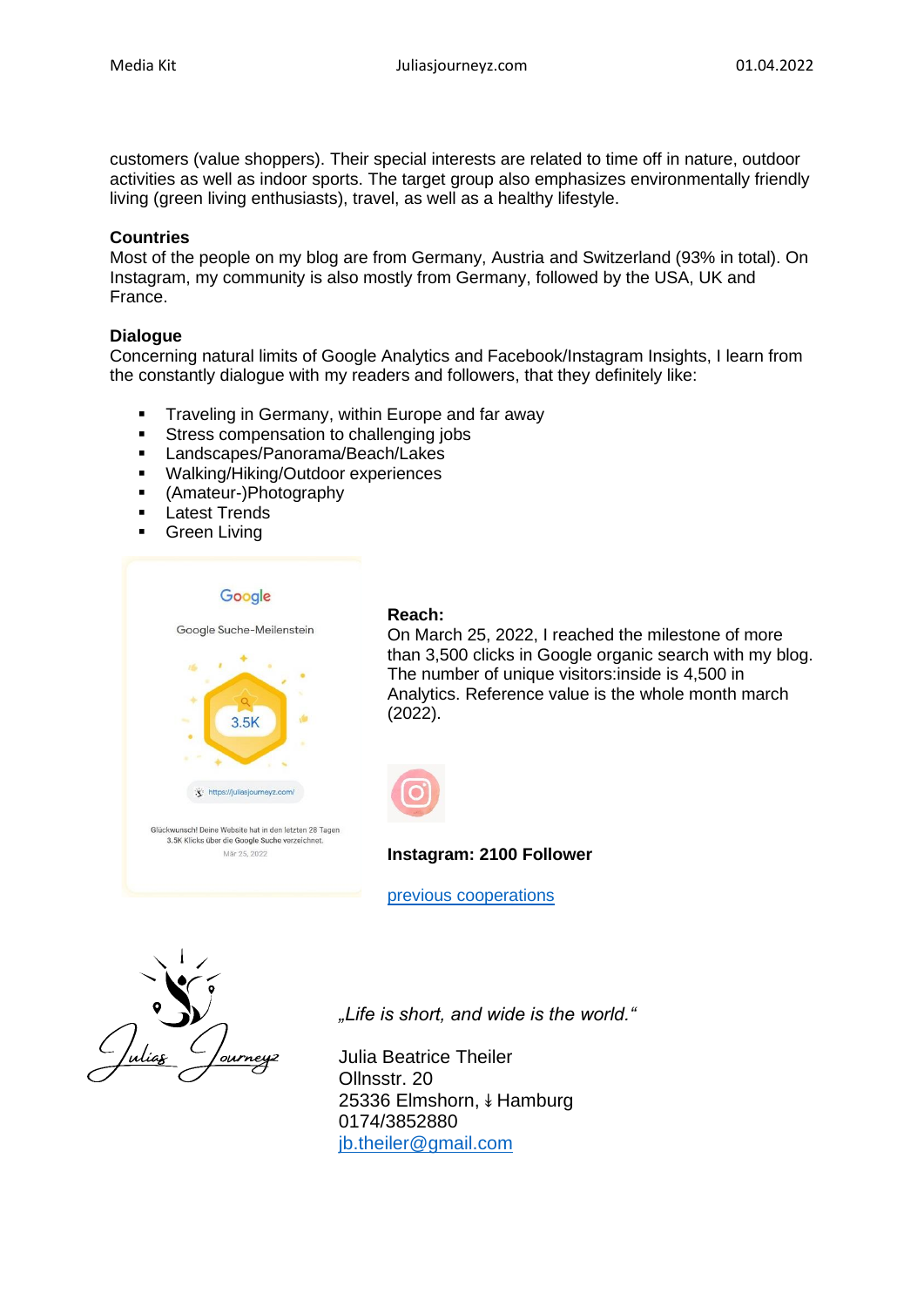customers (value shoppers). Their special interests are related to time off in nature, outdoor activities as well as indoor sports. The target group also emphasizes environmentally friendly living (green living enthusiasts), travel, as well as a healthy lifestyle.

**Countries**

Most of the people on my blog are from Germany, Austria and Switzerland (93% in total). On Instagram, my community is also mostly from Germany, followed by the USA, UK and France.

**Dialogue**

Concerning natural limits of Google Analytics and Facebook/Instagram Insights, I learn from the constantly dialogue with my readers and followers, that they definitely like:

- Traveling in Germany, within Europe and far away
- Stress compensation to challenging jobs
- Landscapes/Panorama/Beach/Lakes
- Walking/Hiking/Outdoor experiences
- (Amateur-)Photography
- Latest Trends
- Green Living

Google

Google Suche-Meilenstein

3.5K

https://juliasjourneyz.com/

Glückwunsch! Deine Website hat in den letzten 28 Tagen 3.5K Klicks über die Google Suche verzeichnet.

Mär 25, 2022

**Reach:**

On March 25, 2022, I reached the milestone of more than 3,500 clicks in Google organic search with my blog. The number of unique visitors:inside is 4,500 in Analytics. Reference value is the whole month march (2022).

**Instagram: 2100 Follower**

previous cooperations

Julias Journeyz

*„Life is short, and wide is the world."*

Julia Beatrice Theiler
Ollnsstr. 20
25336 Elmshorn, ↓ Hamburg
0174/3852880
jb.theiler@gmail.com